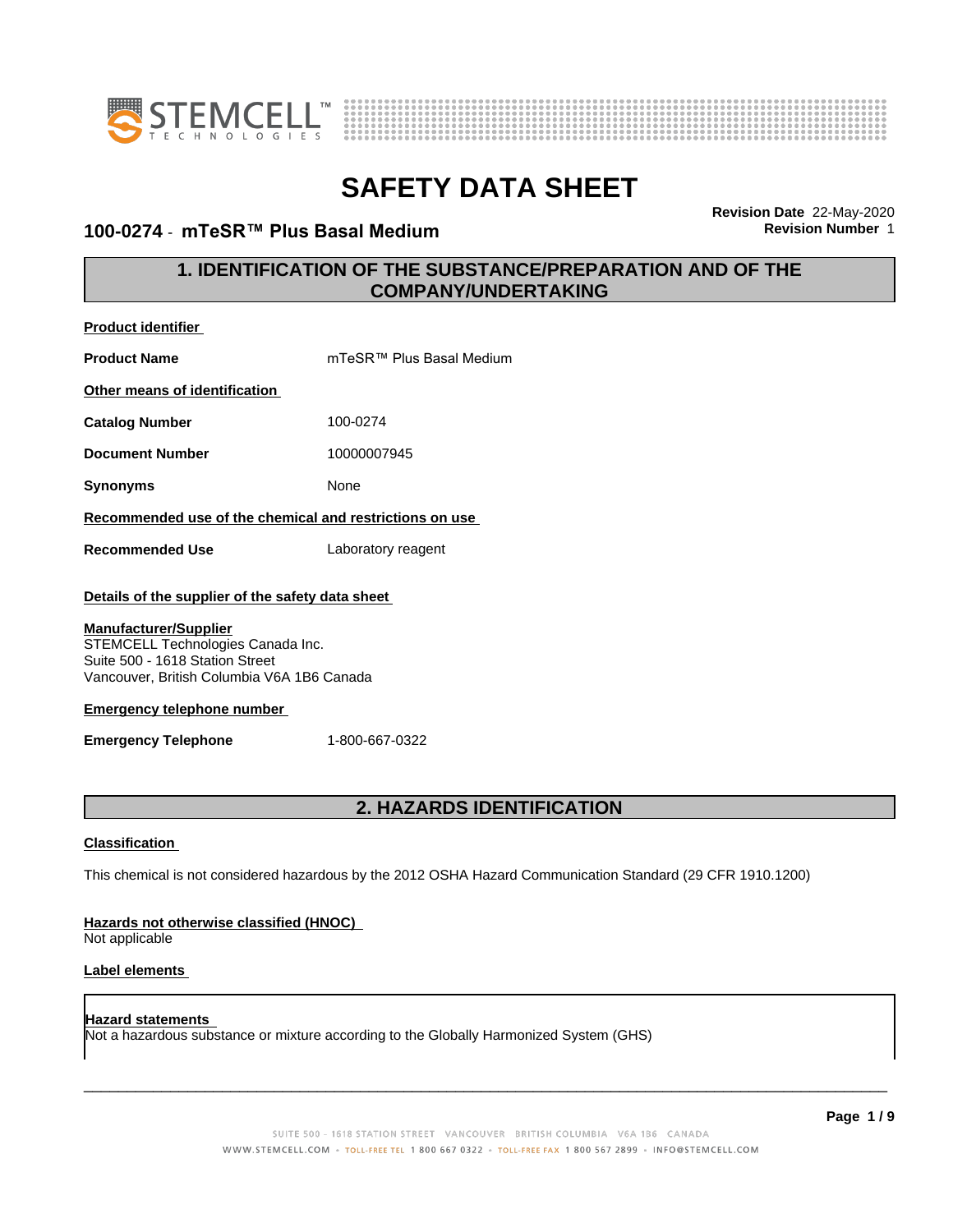# SAFETY DATA SHEET

**100-0274 - mTeSR™ Plus Basal Medium**

**Revision Date** 22-May-2020
**Revision Number** 1

## 1. IDENTIFICATION OF THE SUBSTANCE/PREPARATION AND OF THE COMPANY/UNDERTAKING

**Product identifier**

| | |
|---|---|
| **Product Name** | mTeSR™ Plus Basal Medium |

**Other means of identification**

| | |
|---|---|
| **Catalog Number** | 100-0274 |
| **Document Number** | 10000007945 |
| **Synonyms** | None |

**Recommended use of the chemical and restrictions on use**

| | |
|---|---|
| **Recommended Use** | Laboratory reagent |

**Details of the supplier of the safety data sheet**

**Manufacturer/Supplier**
STEMCELL Technologies Canada Inc.
Suite 500 - 1618 Station Street
Vancouver, British Columbia V6A 1B6 Canada

**Emergency telephone number**

| | |
|---|---|
| **Emergency Telephone** | 1-800-667-0322 |

## 2. HAZARDS IDENTIFICATION

**Classification**

This chemical is not considered hazardous by the 2012 OSHA Hazard Communication Standard (29 CFR 1910.1200)

**Hazards not otherwise classified (HNOC)**
Not applicable

**Label elements**

**Hazard statements**
Not a hazardous substance or mixture according to the Globally Harmonized System (GHS)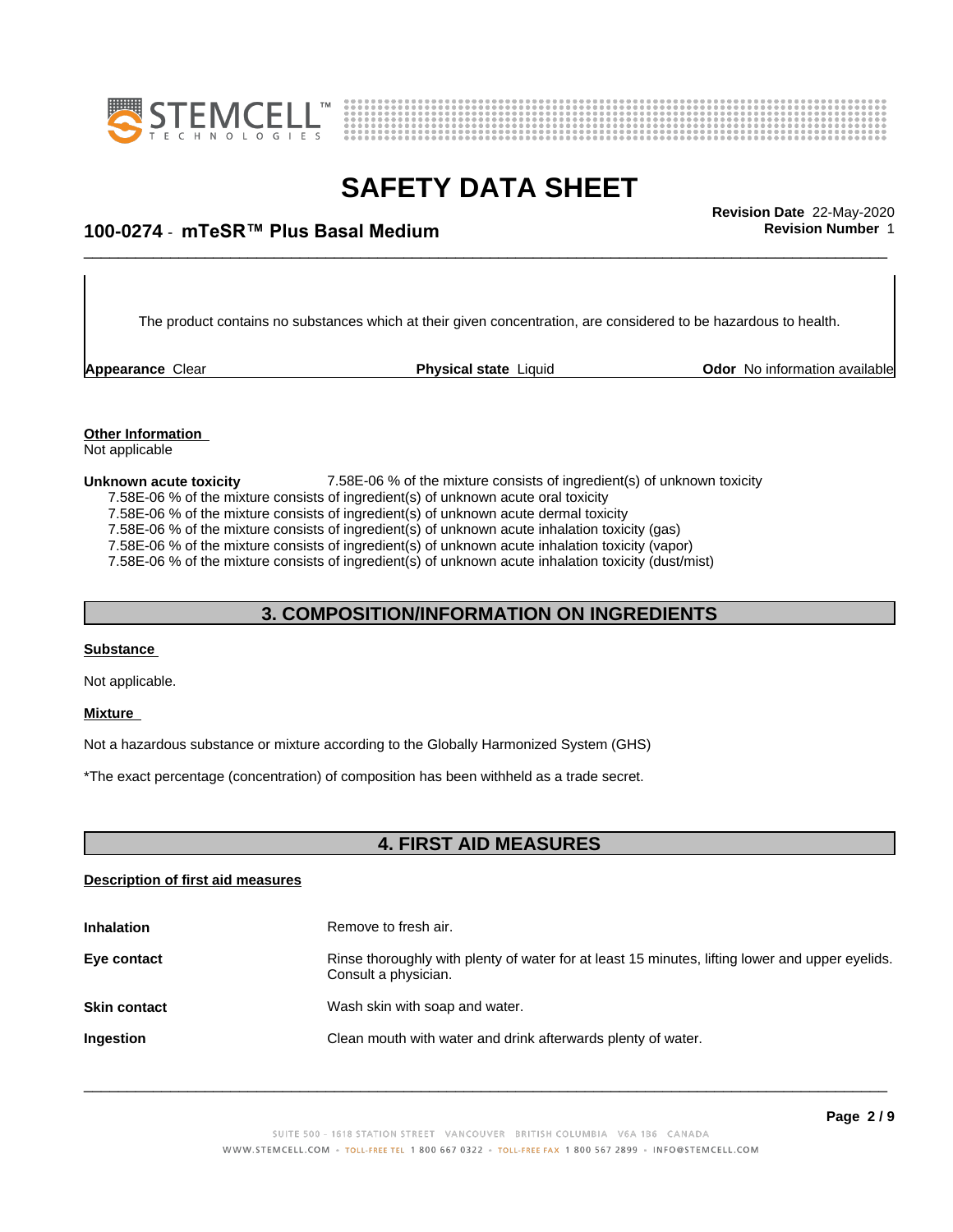The product contains no substances which at their given concentration, are considered to be hazardous to health.

**Appearance** Clear | **Physical state** Liquid | **Odor** No information available

**Other Information**
Not applicable

**Unknown acute toxicity** 7.58E-06 % of the mixture consists of ingredient(s) of unknown toxicity
7.58E-06 % of the mixture consists of ingredient(s) of unknown acute oral toxicity
7.58E-06 % of the mixture consists of ingredient(s) of unknown acute dermal toxicity
7.58E-06 % of the mixture consists of ingredient(s) of unknown acute inhalation toxicity (gas)
7.58E-06 % of the mixture consists of ingredient(s) of unknown acute inhalation toxicity (vapor)
7.58E-06 % of the mixture consists of ingredient(s) of unknown acute inhalation toxicity (dust/mist)

## 3. COMPOSITION/INFORMATION ON INGREDIENTS

**Substance**

Not applicable.

**Mixture**

Not a hazardous substance or mixture according to the Globally Harmonized System (GHS)

*The exact percentage (concentration) of composition has been withheld as a trade secret.

## 4. FIRST AID MEASURES

**Description of first aid measures**

**Inhalation** Remove to fresh air.

**Eye contact** Rinse thoroughly with plenty of water for at least 15 minutes, lifting lower and upper eyelids. Consult a physician.

**Skin contact** Wash skin with soap and water.

**Ingestion** Clean mouth with water and drink afterwards plenty of water.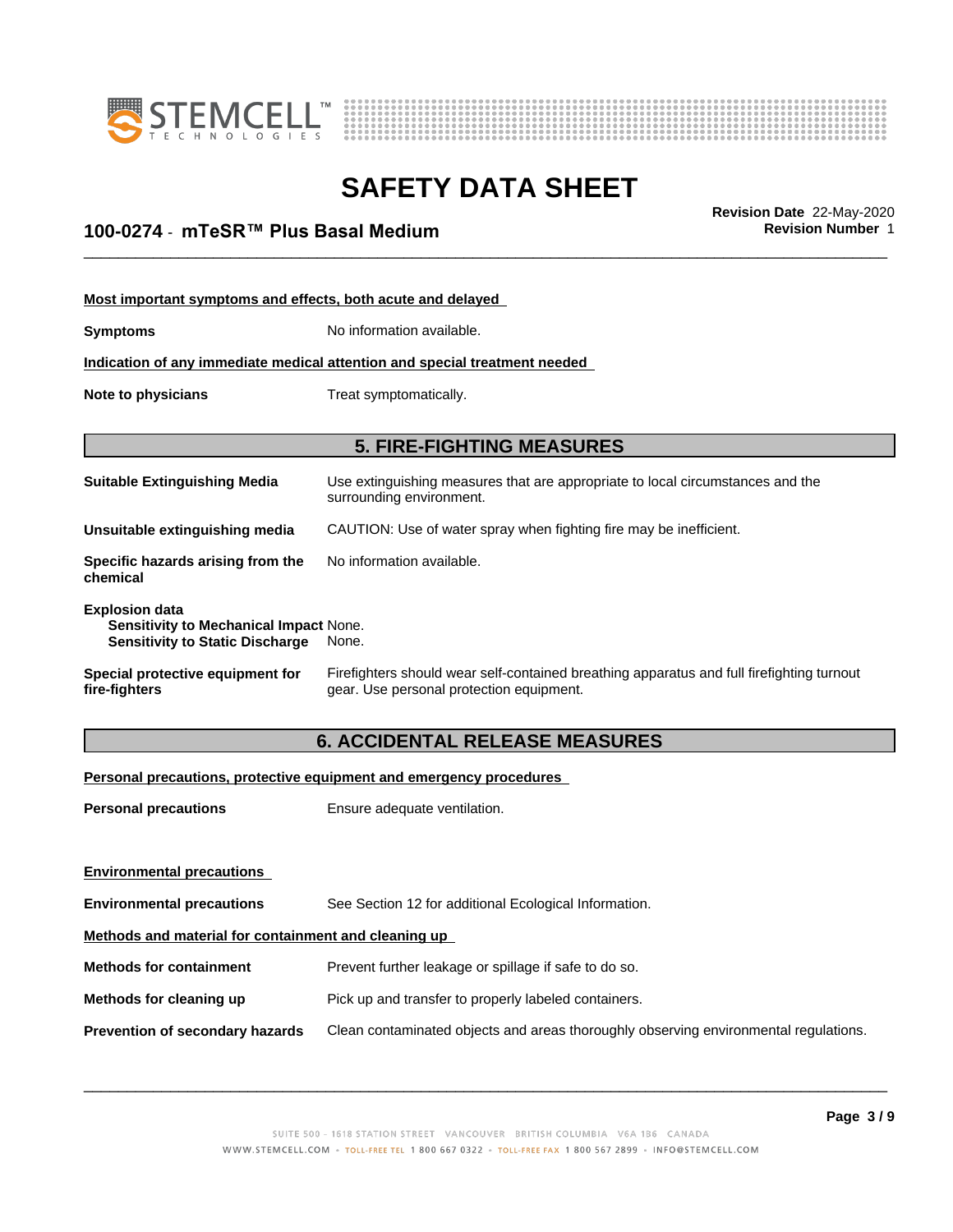**Most important symptoms and effects, both acute and delayed**

**Symptoms** No information available.

**Indication of any immediate medical attention and special treatment needed**

**Note to physicians** Treat symptomatically.

## 5. FIRE-FIGHTING MEASURES

**Suitable Extinguishing Media** Use extinguishing measures that are appropriate to local circumstances and the surrounding environment.

**Unsuitable extinguishing media** CAUTION: Use of water spray when fighting fire may be inefficient.

**Specific hazards arising from the chemical** No information available.

**Explosion data**
**Sensitivity to Mechanical Impact** None.
**Sensitivity to Static Discharge** None.

**Special protective equipment for fire-fighters** Firefighters should wear self-contained breathing apparatus and full firefighting turnout gear. Use personal protection equipment.

## 6. ACCIDENTAL RELEASE MEASURES

**Personal precautions, protective equipment and emergency procedures**

**Personal precautions** Ensure adequate ventilation.

**Environmental precautions**

**Environmental precautions** See Section 12 for additional Ecological Information.

**Methods and material for containment and cleaning up**

**Methods for containment** Prevent further leakage or spillage if safe to do so.

**Methods for cleaning up** Pick up and transfer to properly labeled containers.

**Prevention of secondary hazards** Clean contaminated objects and areas thoroughly observing environmental regulations.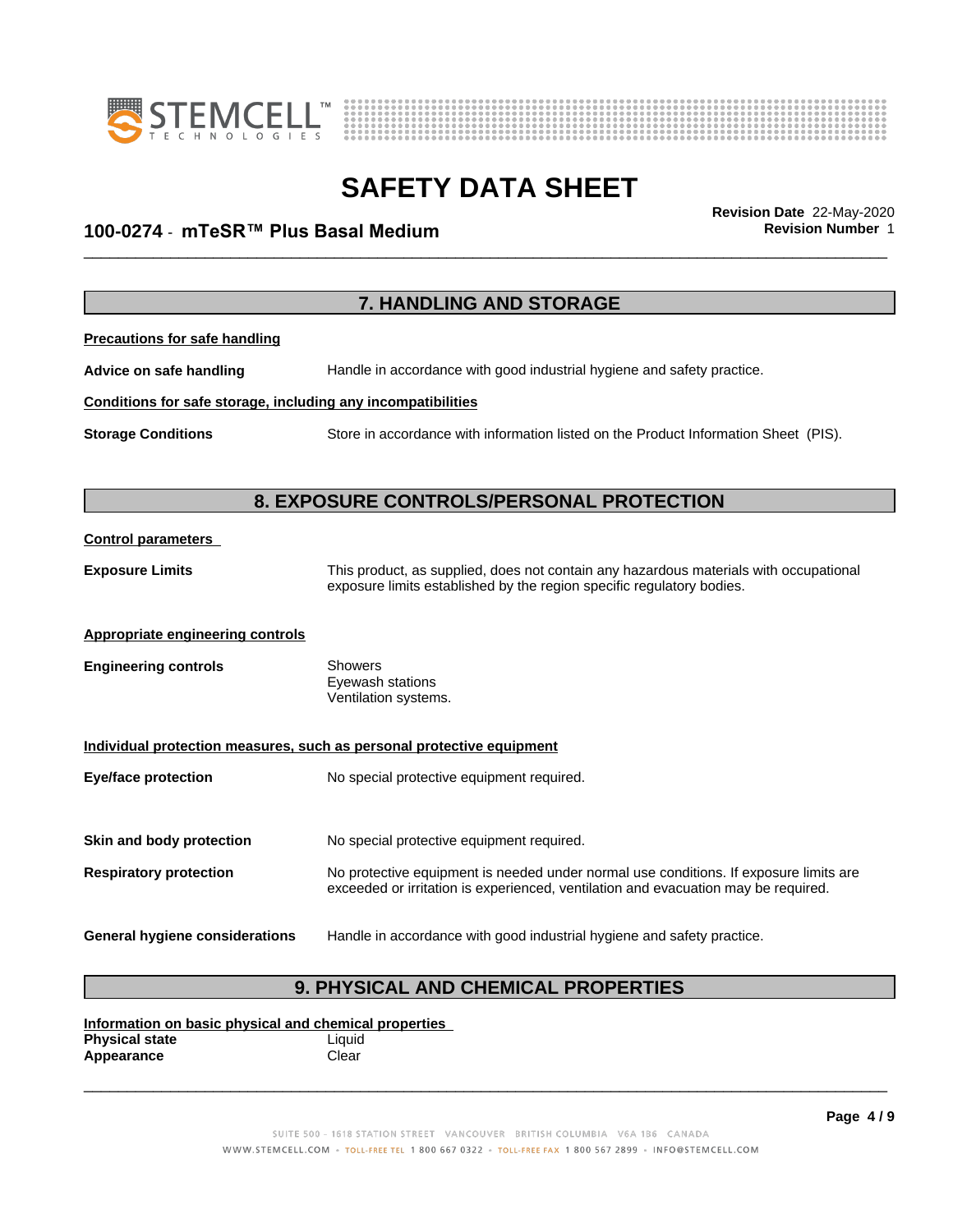## 7. HANDLING AND STORAGE

**Precautions for safe handling**

**Advice on safe handling** Handle in accordance with good industrial hygiene and safety practice.

**Conditions for safe storage, including any incompatibilities**

**Storage Conditions** Store in accordance with information listed on the Product Information Sheet (PIS).

## 8. EXPOSURE CONTROLS/PERSONAL PROTECTION

**Control parameters**

**Exposure Limits** This product, as supplied, does not contain any hazardous materials with occupational exposure limits established by the region specific regulatory bodies.

**Appropriate engineering controls**

**Engineering controls** Showers
Eyewash stations
Ventilation systems.

**Individual protection measures, such as personal protective equipment**

**Eye/face protection** No special protective equipment required.

**Skin and body protection** No special protective equipment required.

**Respiratory protection** No protective equipment is needed under normal use conditions. If exposure limits are exceeded or irritation is experienced, ventilation and evacuation may be required.

**General hygiene considerations** Handle in accordance with good industrial hygiene and safety practice.

## 9. PHYSICAL AND CHEMICAL PROPERTIES

**Information on basic physical and chemical properties**

**Physical state** Liquid
**Appearance** Clear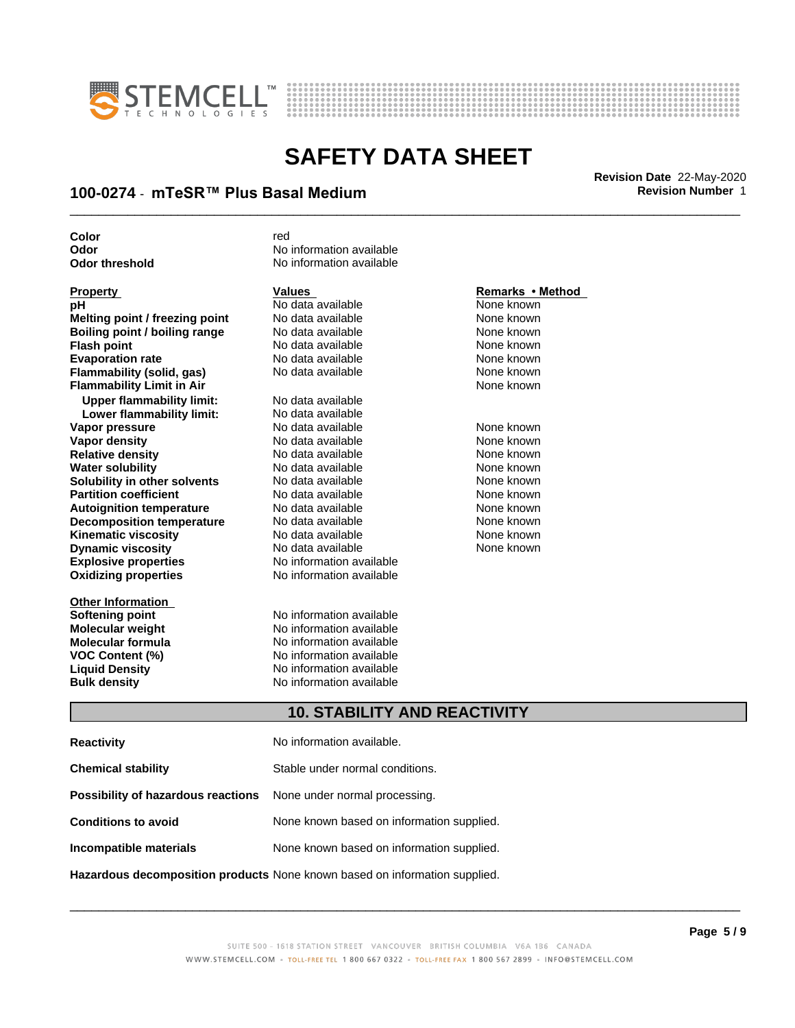| | |
|---|---|
| **Color** | red |
| **Odor** | No information available |
| **Odor threshold** | No information available |

| Property | Values | Remarks • Method |
|---|---|---|
| **pH** | No data available | None known |
| **Melting point / freezing point** | No data available | None known |
| **Boiling point / boiling range** | No data available | None known |
| **Flash point** | No data available | None known |
| **Evaporation rate** | No data available | None known |
| **Flammability (solid, gas)** | No data available | None known |
| **Flammability Limit in Air** | | None known |
| **Upper flammability limit:** | No data available | |
| **Lower flammability limit:** | No data available | |
| **Vapor pressure** | No data available | None known |
| **Vapor density** | No data available | None known |
| **Relative density** | No data available | None known |
| **Water solubility** | No data available | None known |
| **Solubility in other solvents** | No data available | None known |
| **Partition coefficient** | No data available | None known |
| **Autoignition temperature** | No data available | None known |
| **Decomposition temperature** | No data available | None known |
| **Kinematic viscosity** | No data available | None known |
| **Dynamic viscosity** | No data available | None known |
| **Explosive properties** | No information available | |
| **Oxidizing properties** | No information available | |

| Other Information | |
|---|---|
| **Softening point** | No information available |
| **Molecular weight** | No information available |
| **Molecular formula** | No information available |
| **VOC Content (%)** | No information available |
| **Liquid Density** | No information available |
| **Bulk density** | No information available |

## 10. STABILITY AND REACTIVITY

| | |
|---|---|
| **Reactivity** | No information available. |
| **Chemical stability** | Stable under normal conditions. |
| **Possibility of hazardous reactions** | None under normal processing. |
| **Conditions to avoid** | None known based on information supplied. |
| **Incompatible materials** | None known based on information supplied. |
| **Hazardous decomposition products** | None known based on information supplied. |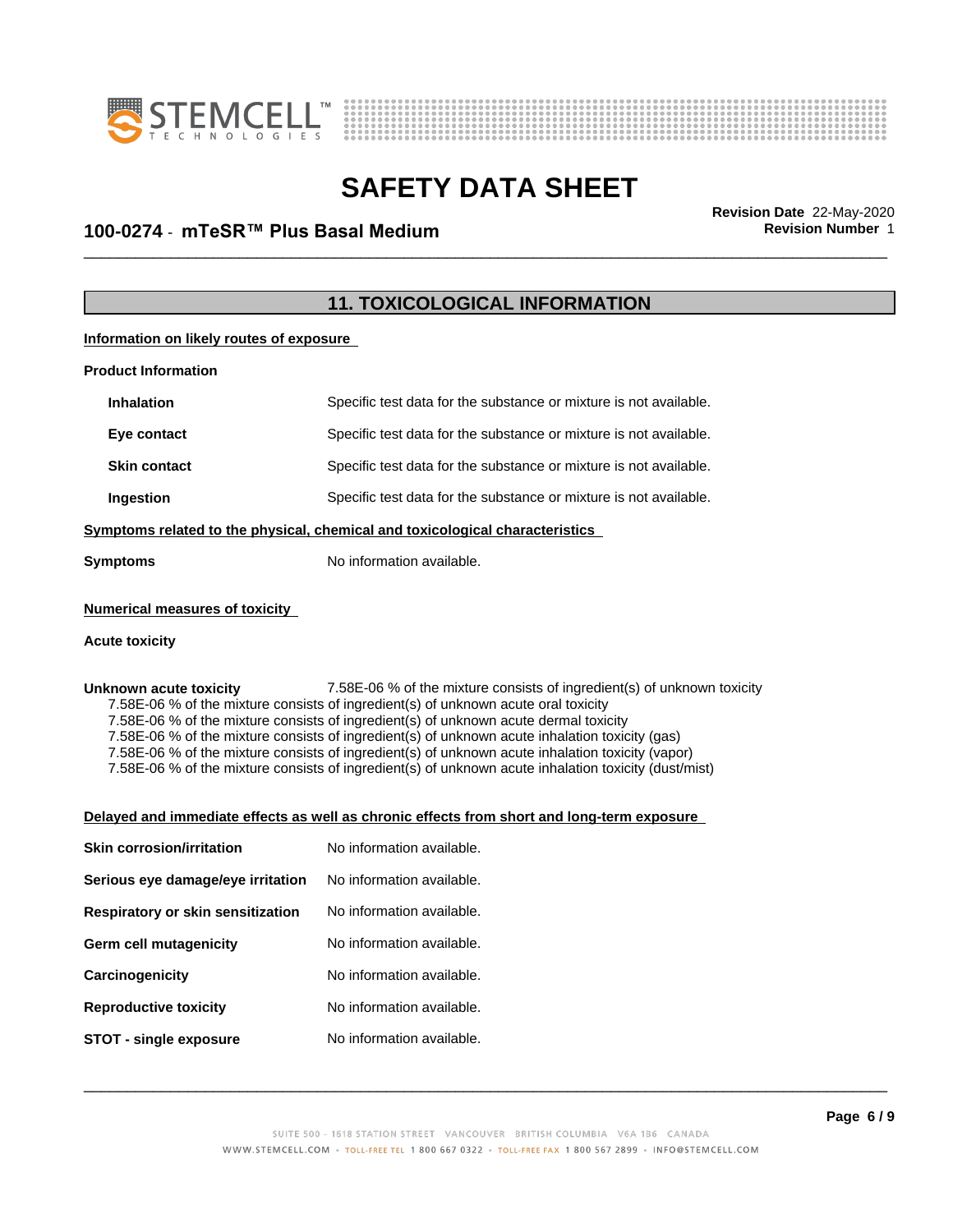## 11. TOXICOLOGICAL INFORMATION

**Information on likely routes of exposure**

**Product Information**

| | |
|---|---|
| **Inhalation** | Specific test data for the substance or mixture is not available. |
| **Eye contact** | Specific test data for the substance or mixture is not available. |
| **Skin contact** | Specific test data for the substance or mixture is not available. |
| **Ingestion** | Specific test data for the substance or mixture is not available. |

**Symptoms related to the physical, chemical and toxicological characteristics**

**Symptoms** No information available.

**Numerical measures of toxicity**

**Acute toxicity**

**Unknown acute toxicity** 7.58E-06 % of the mixture consists of ingredient(s) of unknown toxicity

7.58E-06 % of the mixture consists of ingredient(s) of unknown acute oral toxicity
7.58E-06 % of the mixture consists of ingredient(s) of unknown acute dermal toxicity
7.58E-06 % of the mixture consists of ingredient(s) of unknown acute inhalation toxicity (gas)
7.58E-06 % of the mixture consists of ingredient(s) of unknown acute inhalation toxicity (vapor)
7.58E-06 % of the mixture consists of ingredient(s) of unknown acute inhalation toxicity (dust/mist)

**Delayed and immediate effects as well as chronic effects from short and long-term exposure**

| | |
|---|---|
| **Skin corrosion/irritation** | No information available. |
| **Serious eye damage/eye irritation** | No information available. |
| **Respiratory or skin sensitization** | No information available. |
| **Germ cell mutagenicity** | No information available. |
| **Carcinogenicity** | No information available. |
| **Reproductive toxicity** | No information available. |
| **STOT - single exposure** | No information available. |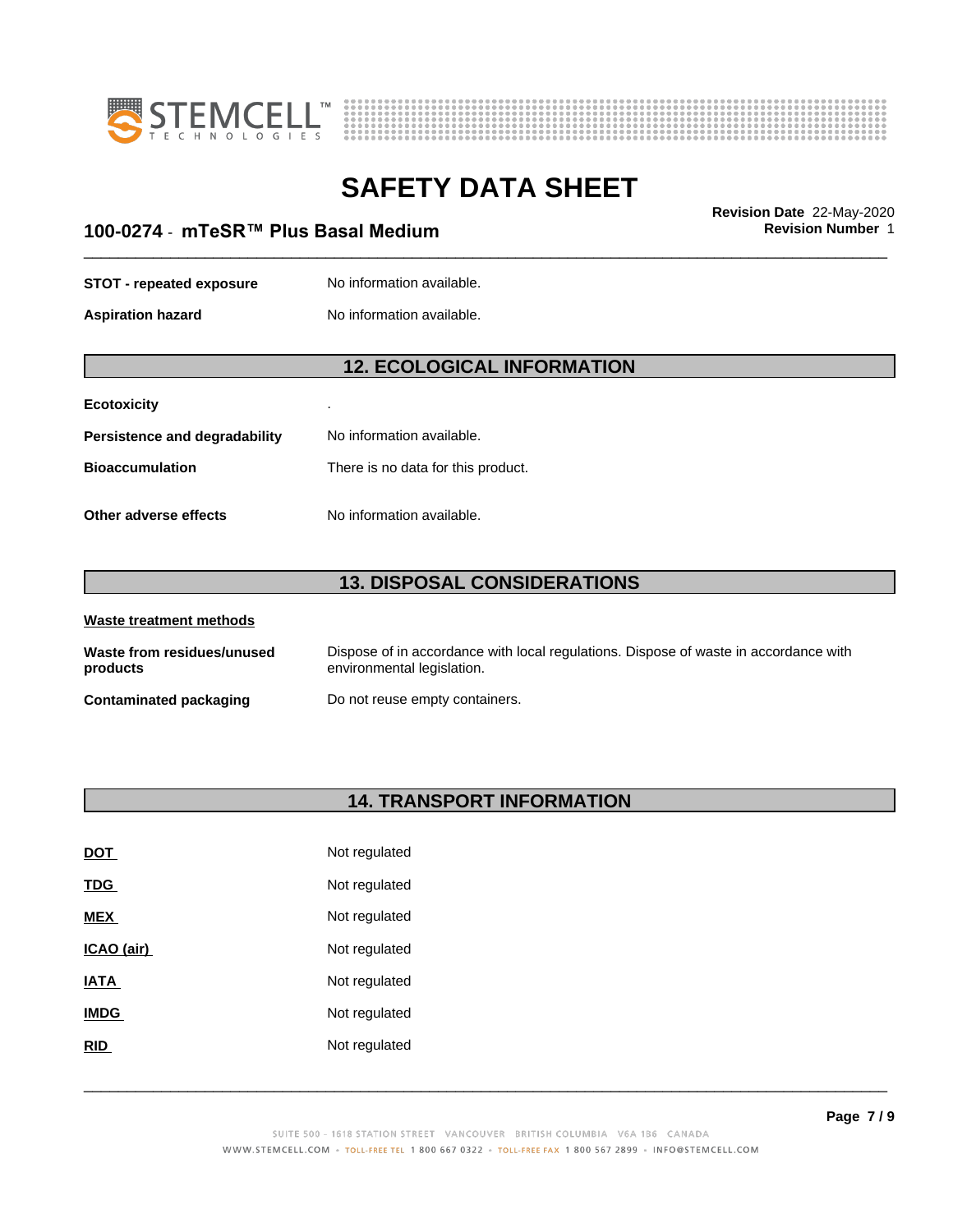| | |
|---|---|
| **STOT - repeated exposure** | No information available. |
| **Aspiration hazard** | No information available. |

## 12. ECOLOGICAL INFORMATION

| | |
|---|---|
| **Ecotoxicity** | . |
| **Persistence and degradability** | No information available. |
| **Bioaccumulation** | There is no data for this product. |
| **Other adverse effects** | No information available. |

## 13. DISPOSAL CONSIDERATIONS

**Waste treatment methods**

| | |
|---|---|
| **Waste from residues/unused products** | Dispose of in accordance with local regulations. Dispose of waste in accordance with environmental legislation. |
| **Contaminated packaging** | Do not reuse empty containers. |

## 14. TRANSPORT INFORMATION

| | |
|---|---|
| **DOT** | Not regulated |
| **TDG** | Not regulated |
| **MEX** | Not regulated |
| **ICAO (air)** | Not regulated |
| **IATA** | Not regulated |
| **IMDG** | Not regulated |
| **RID** | Not regulated |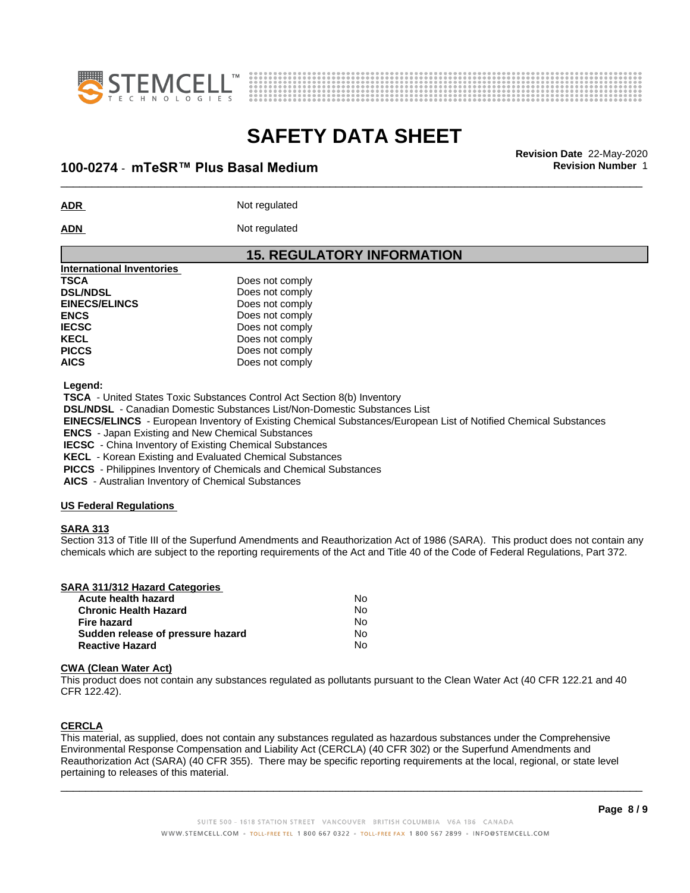**ADR** Not regulated

**ADN** Not regulated

## 15. REGULATORY INFORMATION

| International Inventories | |
|---|---|
| **TSCA** | Does not comply |
| **DSL/NDSL** | Does not comply |
| **EINECS/ELINCS** | Does not comply |
| **ENCS** | Does not comply |
| **IECSC** | Does not comply |
| **KECL** | Does not comply |
| **PICCS** | Does not comply |
| **AICS** | Does not comply |

**Legend:**
**TSCA** - United States Toxic Substances Control Act Section 8(b) Inventory
**DSL/NDSL** - Canadian Domestic Substances List/Non-Domestic Substances List
**EINECS/ELINCS** - European Inventory of Existing Chemical Substances/European List of Notified Chemical Substances
**ENCS** - Japan Existing and New Chemical Substances
**IECSC** - China Inventory of Existing Chemical Substances
**KECL** - Korean Existing and Evaluated Chemical Substances
**PICCS** - Philippines Inventory of Chemicals and Chemical Substances
**AICS** - Australian Inventory of Chemical Substances

### US Federal Regulations

**SARA 313**
Section 313 of Title III of the Superfund Amendments and Reauthorization Act of 1986 (SARA). This product does not contain any chemicals which are subject to the reporting requirements of the Act and Title 40 of the Code of Federal Regulations, Part 372.

| SARA 311/312 Hazard Categories | |
|---|---|
| **Acute health hazard** | No |
| **Chronic Health Hazard** | No |
| **Fire hazard** | No |
| **Sudden release of pressure hazard** | No |
| **Reactive Hazard** | No |

**CWA (Clean Water Act)**
This product does not contain any substances regulated as pollutants pursuant to the Clean Water Act (40 CFR 122.21 and 40 CFR 122.42).

**CERCLA**
This material, as supplied, does not contain any substances regulated as hazardous substances under the Comprehensive Environmental Response Compensation and Liability Act (CERCLA) (40 CFR 302) or the Superfund Amendments and Reauthorization Act (SARA) (40 CFR 355). There may be specific reporting requirements at the local, regional, or state level pertaining to releases of this material.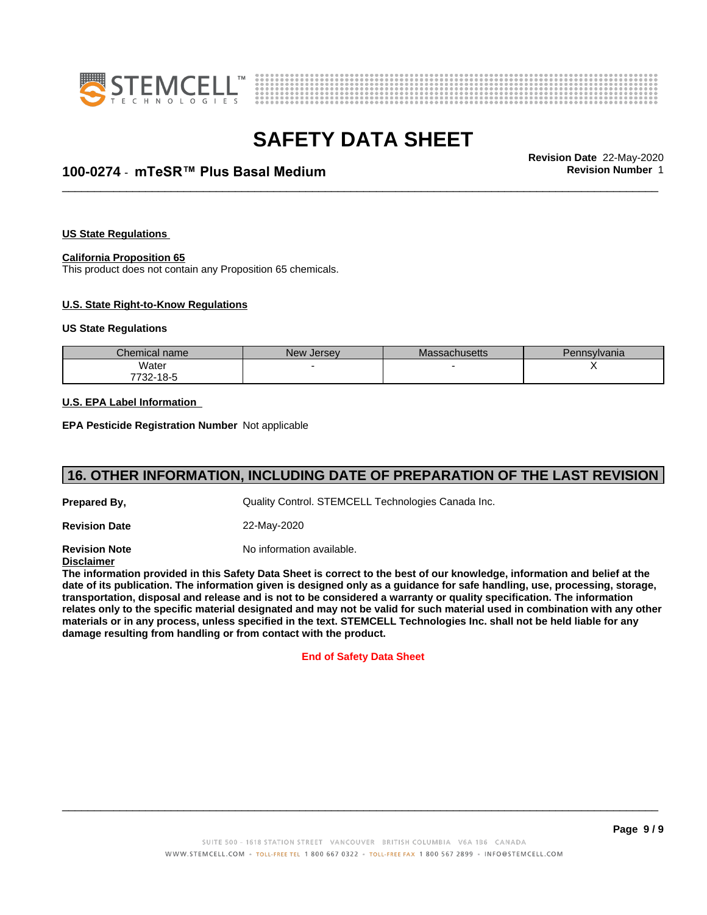#### US State Regulations

#### California Proposition 65

This product does not contain any Proposition 65 chemicals.

#### U.S. State Right-to-Know Regulations

**US State Regulations**

| Chemical name | New Jersey | Massachusetts | Pennsylvania |
|---|---|---|---|
| Water<br>7732-18-5 | - | - | X |

#### U.S. EPA Label Information

**EPA Pesticide Registration Number** Not applicable

## 16. OTHER INFORMATION, INCLUDING DATE OF PREPARATION OF THE LAST REVISION

**Prepared By,** Quality Control. STEMCELL Technologies Canada Inc.

**Revision Date** 22-May-2020

**Revision Note** No information available.

**Disclaimer**

**The information provided in this Safety Data Sheet is correct to the best of our knowledge, information and belief at the date of its publication. The information given is designed only as a guidance for safe handling, use, processing, storage, transportation, disposal and release and is not to be considered a warranty or quality specification. The information relates only to the specific material designated and may not be valid for such material used in combination with any other materials or in any process, unless specified in the text. STEMCELL Technologies Inc. shall not be held liable for any damage resulting from handling or from contact with the product.**

**End of Safety Data Sheet**